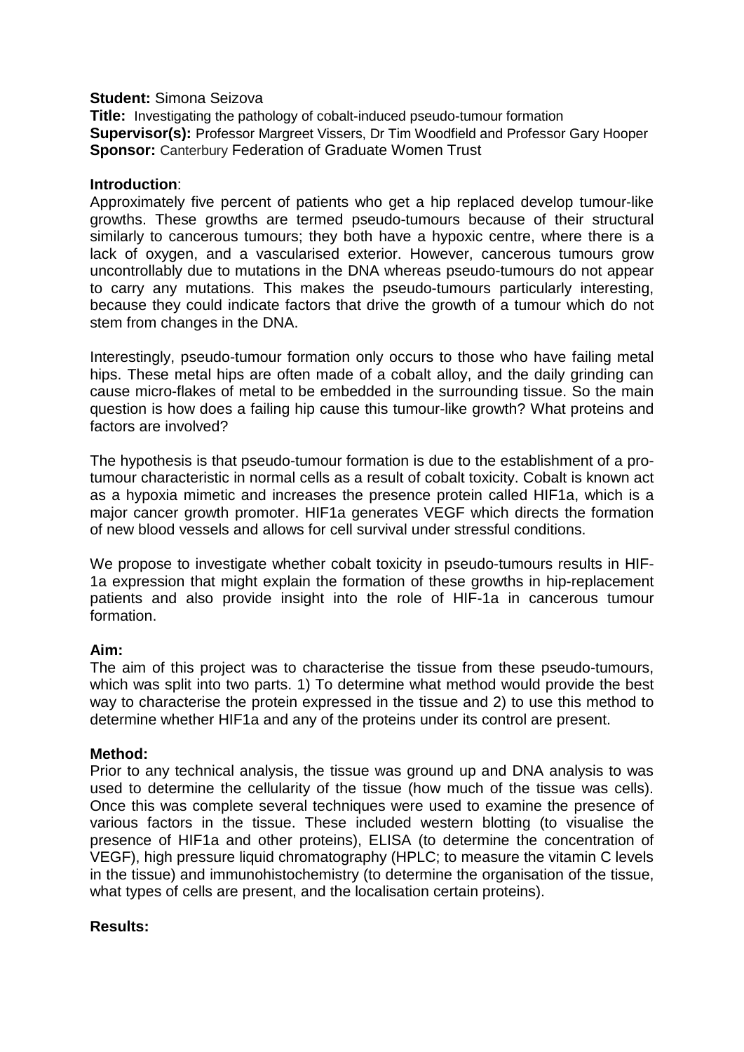**Student:** Simona Seizova  
**Title:** Investigating the pathology of cobalt-induced pseudo-tumour formation  
**Supervisor(s):** Professor Margreet Vissers, Dr Tim Woodfield and Professor Gary Hooper  
**Sponsor:** Canterbury Federation of Graduate Women Trust

**Introduction**:

Approximately five percent of patients who get a hip replaced develop tumour-like growths. These growths are termed pseudo-tumours because of their structural similarly to cancerous tumours; they both have a hypoxic centre, where there is a lack of oxygen, and a vascularised exterior. However, cancerous tumours grow uncontrollably due to mutations in the DNA whereas pseudo-tumours do not appear to carry any mutations. This makes the pseudo-tumours particularly interesting, because they could indicate factors that drive the growth of a tumour which do not stem from changes in the DNA.

Interestingly, pseudo-tumour formation only occurs to those who have failing metal hips. These metal hips are often made of a cobalt alloy, and the daily grinding can cause micro-flakes of metal to be embedded in the surrounding tissue. So the main question is how does a failing hip cause this tumour-like growth? What proteins and factors are involved?

The hypothesis is that pseudo-tumour formation is due to the establishment of a pro-tumour characteristic in normal cells as a result of cobalt toxicity. Cobalt is known act as a hypoxia mimetic and increases the presence protein called HIF1a, which is a major cancer growth promoter. HIF1a generates VEGF which directs the formation of new blood vessels and allows for cell survival under stressful conditions.

We propose to investigate whether cobalt toxicity in pseudo-tumours results in HIF-1a expression that might explain the formation of these growths in hip-replacement patients and also provide insight into the role of HIF-1a in cancerous tumour formation.

**Aim:**

The aim of this project was to characterise the tissue from these pseudo-tumours, which was split into two parts. 1) To determine what method would provide the best way to characterise the protein expressed in the tissue and 2) to use this method to determine whether HIF1a and any of the proteins under its control are present.

**Method:**

Prior to any technical analysis, the tissue was ground up and DNA analysis to was used to determine the cellularity of the tissue (how much of the tissue was cells). Once this was complete several techniques were used to examine the presence of various factors in the tissue. These included western blotting (to visualise the presence of HIF1a and other proteins), ELISA (to determine the concentration of VEGF), high pressure liquid chromatography (HPLC; to measure the vitamin C levels in the tissue) and immunohistochemistry (to determine the organisation of the tissue, what types of cells are present, and the localisation certain proteins).

**Results:**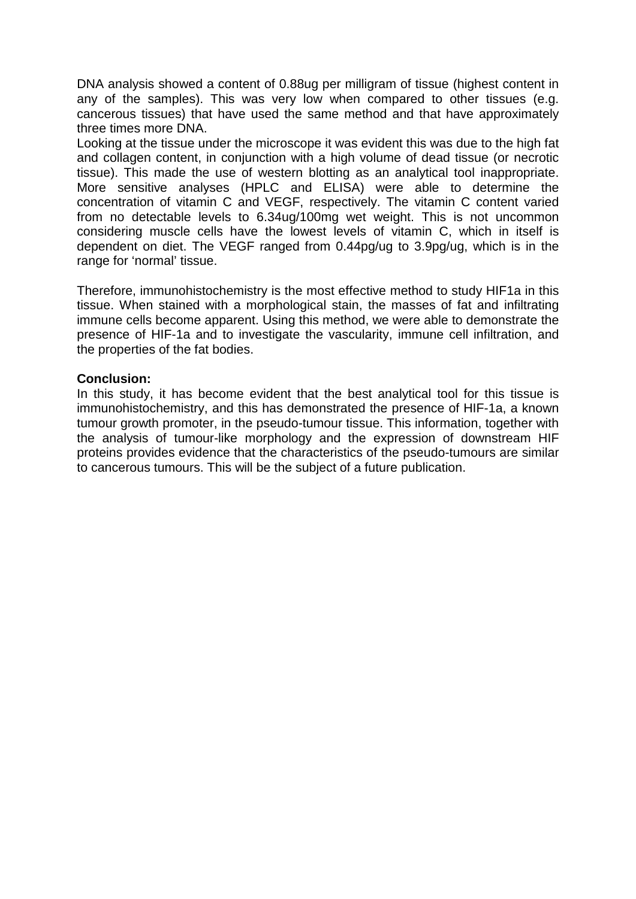DNA analysis showed a content of 0.88ug per milligram of tissue (highest content in any of the samples). This was very low when compared to other tissues (e.g. cancerous tissues) that have used the same method and that have approximately three times more DNA.
Looking at the tissue under the microscope it was evident this was due to the high fat and collagen content, in conjunction with a high volume of dead tissue (or necrotic tissue). This made the use of western blotting as an analytical tool inappropriate. More sensitive analyses (HPLC and ELISA) were able to determine the concentration of vitamin C and VEGF, respectively. The vitamin C content varied from no detectable levels to 6.34ug/100mg wet weight. This is not uncommon considering muscle cells have the lowest levels of vitamin C, which in itself is dependent on diet. The VEGF ranged from 0.44pg/ug to 3.9pg/ug, which is in the range for 'normal' tissue.

Therefore, immunohistochemistry is the most effective method to study HIF1a in this tissue. When stained with a morphological stain, the masses of fat and infiltrating immune cells become apparent. Using this method, we were able to demonstrate the presence of HIF-1a and to investigate the vascularity, immune cell infiltration, and the properties of the fat bodies.

**Conclusion:**

In this study, it has become evident that the best analytical tool for this tissue is immunohistochemistry, and this has demonstrated the presence of HIF-1a, a known tumour growth promoter, in the pseudo-tumour tissue. This information, together with the analysis of tumour-like morphology and the expression of downstream HIF proteins provides evidence that the characteristics of the pseudo-tumours are similar to cancerous tumours. This will be the subject of a future publication.